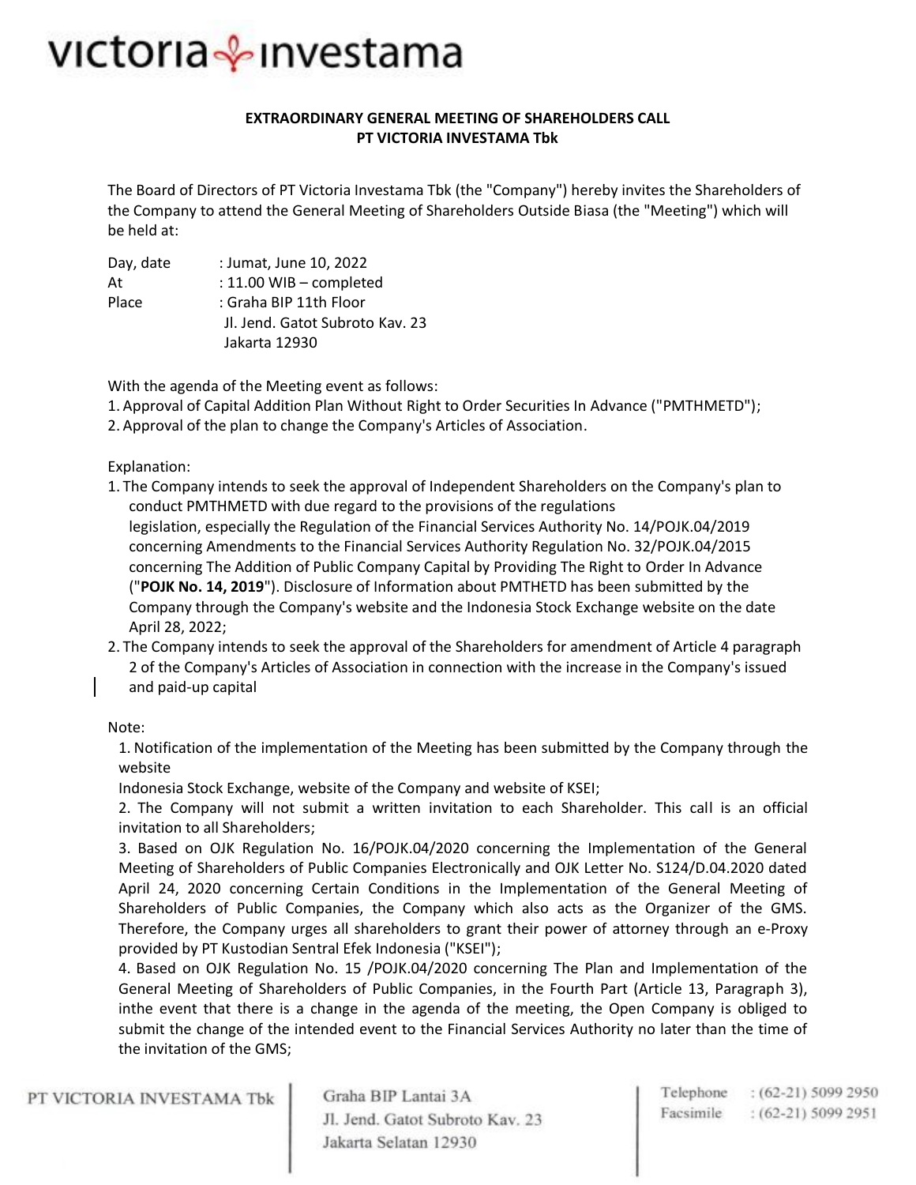victoria investama

**EXTRAORDINARY GENERAL MEETING OF SHAREHOLDERS CALL**
**PT VICTORIA INVESTAMA Tbk**

The Board of Directors of PT Victoria Investama Tbk (the "Company") hereby invites the Shareholders of the Company to attend the General Meeting of Shareholders Outside Biasa (the "Meeting") which will be held at:

| | |
|---|---|
| Day, date | : Jumat, June 10, 2022 |
| At | : 11.00 WIB – completed |
| Place | : Graha BIP 11th Floor<br>Jl. Jend. Gatot Subroto Kav. 23<br>Jakarta 12930 |

With the agenda of the Meeting event as follows:

1. Approval of Capital Addition Plan Without Right to Order Securities In Advance ("PMTHMETD");
2. Approval of the plan to change the Company's Articles of Association.

Explanation:

1. The Company intends to seek the approval of Independent Shareholders on the Company's plan to conduct PMTHMETD with due regard to the provisions of the regulations legislation, especially the Regulation of the Financial Services Authority No. 14/POJK.04/2019 concerning Amendments to the Financial Services Authority Regulation No. 32/POJK.04/2015 concerning The Addition of Public Company Capital by Providing The Right to Order In Advance ("**POJK No. 14, 2019**"). Disclosure of Information about PMTHETD has been submitted by the Company through the Company's website and the Indonesia Stock Exchange website on the date April 28, 2022;
2. The Company intends to seek the approval of the Shareholders for amendment of Article 4 paragraph 2 of the Company's Articles of Association in connection with the increase in the Company's issued and paid-up capital

Note:

1. Notification of the implementation of the Meeting has been submitted by the Company through the website Indonesia Stock Exchange, website of the Company and website of KSEI;
2. The Company will not submit a written invitation to each Shareholder. This call is an official invitation to all Shareholders;
3. Based on OJK Regulation No. 16/POJK.04/2020 concerning the Implementation of the General Meeting of Shareholders of Public Companies Electronically and OJK Letter No. S124/D.04.2020 dated April 24, 2020 concerning Certain Conditions in the Implementation of the General Meeting of Shareholders of Public Companies, the Company which also acts as the Organizer of the GMS. Therefore, the Company urges all shareholders to grant their power of attorney through an e-Proxy provided by PT Kustodian Sentral Efek Indonesia ("KSEI");
4. Based on OJK Regulation No. 15 /POJK.04/2020 concerning The Plan and Implementation of the General Meeting of Shareholders of Public Companies, in the Fourth Part (Article 13, Paragraph 3), inthe event that there is a change in the agenda of the meeting, the Open Company is obliged to submit the change of the intended event to the Financial Services Authority no later than the time of the invitation of the GMS;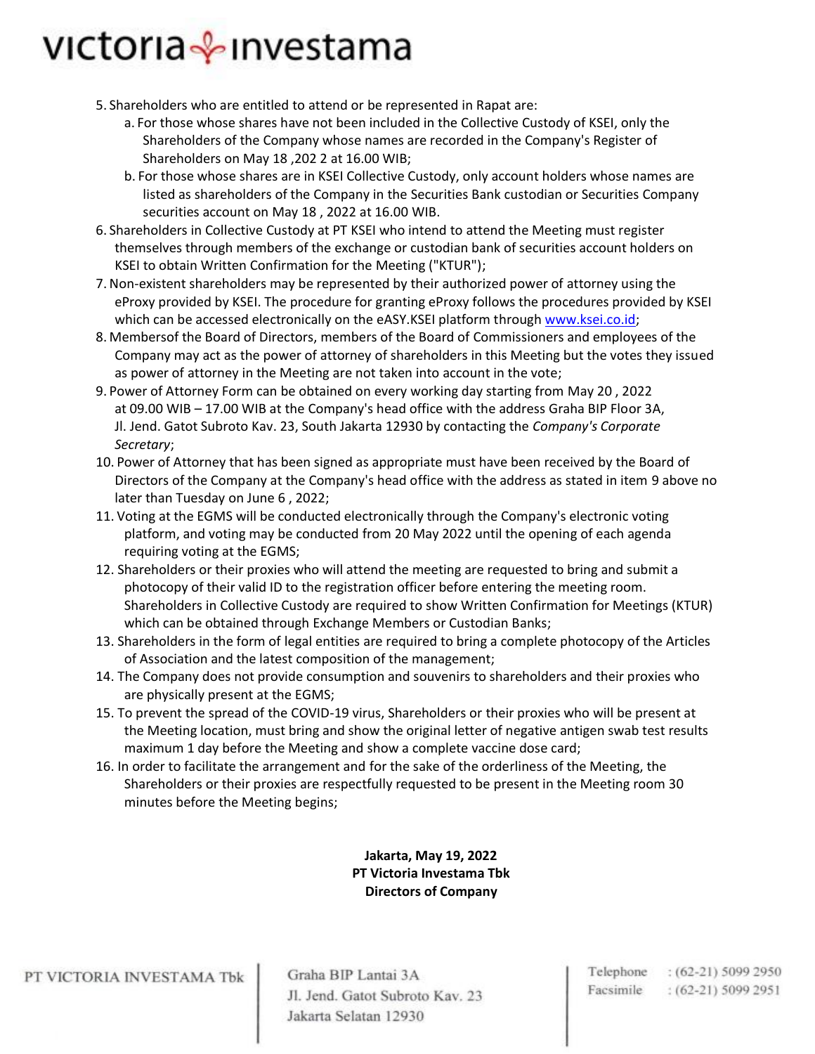5. Shareholders who are entitled to attend or be represented in Rapat are:
   a. For those whose shares have not been included in the Collective Custody of KSEI, only the Shareholders of the Company whose names are recorded in the Company's Register of Shareholders on May 18 ,202 2 at 16.00 WIB;
   b. For those whose shares are in KSEI Collective Custody, only account holders whose names are listed as shareholders of the Company in the Securities Bank custodian or Securities Company securities account on May 18 , 2022 at 16.00 WIB.
6. Shareholders in Collective Custody at PT KSEI who intend to attend the Meeting must register themselves through members of the exchange or custodian bank of securities account holders on KSEI to obtain Written Confirmation for the Meeting ("KTUR");
7. Non-existent shareholders may be represented by their authorized power of attorney using the eProxy provided by KSEI. The procedure for granting eProxy follows the procedures provided by KSEI which can be accessed electronically on the eASY.KSEI platform through www.ksei.co.id;
8. Membersof the Board of Directors, members of the Board of Commissioners and employees of the Company may act as the power of attorney of shareholders in this Meeting but the votes they issued as power of attorney in the Meeting are not taken into account in the vote;
9. Power of Attorney Form can be obtained on every working day starting from May 20 , 2022 at 09.00 WIB – 17.00 WIB at the Company's head office with the address Graha BIP Floor 3A, Jl. Jend. Gatot Subroto Kav. 23, South Jakarta 12930 by contacting the *Company's Corporate Secretary*;
10. Power of Attorney that has been signed as appropriate must have been received by the Board of Directors of the Company at the Company's head office with the address as stated in item 9 above no later than Tuesday on June 6 , 2022;
11. Voting at the EGMS will be conducted electronically through the Company's electronic voting platform, and voting may be conducted from 20 May 2022 until the opening of each agenda requiring voting at the EGMS;
12. Shareholders or their proxies who will attend the meeting are requested to bring and submit a photocopy of their valid ID to the registration officer before entering the meeting room. Shareholders in Collective Custody are required to show Written Confirmation for Meetings (KTUR) which can be obtained through Exchange Members or Custodian Banks;
13. Shareholders in the form of legal entities are required to bring a complete photocopy of the Articles of Association and the latest composition of the management;
14. The Company does not provide consumption and souvenirs to shareholders and their proxies who are physically present at the EGMS;
15. To prevent the spread of the COVID-19 virus, Shareholders or their proxies who will be present at the Meeting location, must bring and show the original letter of negative antigen swab test results maximum 1 day before the Meeting and show a complete vaccine dose card;
16. In order to facilitate the arrangement and for the sake of the orderliness of the Meeting, the Shareholders or their proxies are respectfully requested to be present in the Meeting room 30 minutes before the Meeting begins;

**Jakarta, May 19, 2022**
**PT Victoria Investama Tbk**
**Directors of Company**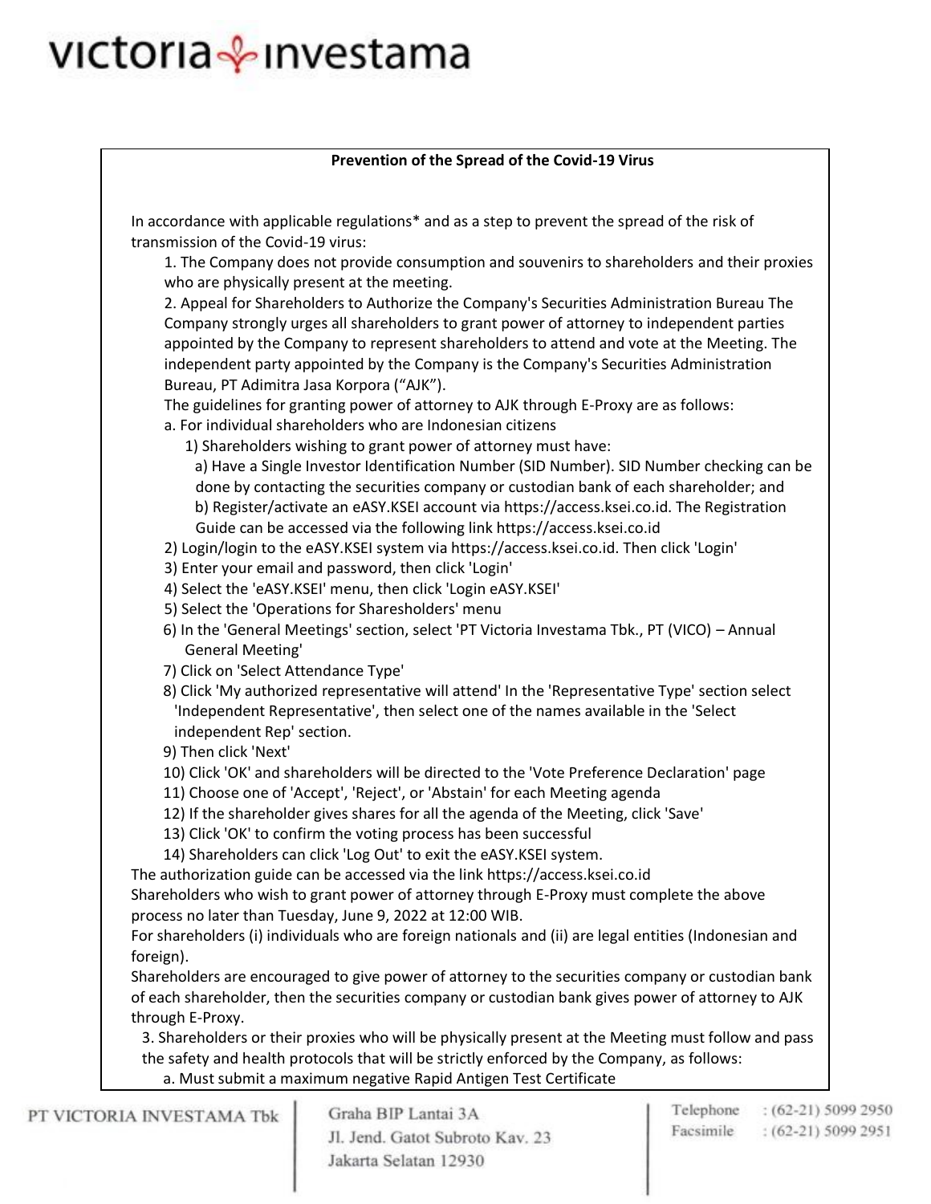**Prevention of the Spread of the Covid-19 Virus**

In accordance with applicable regulations* and as a step to prevent the spread of the risk of transmission of the Covid-19 virus:

1. The Company does not provide consumption and souvenirs to shareholders and their proxies who are physically present at the meeting.
2. Appeal for Shareholders to Authorize the Company's Securities Administration Bureau The Company strongly urges all shareholders to grant power of attorney to independent parties appointed by the Company to represent shareholders to attend and vote at the Meeting. The independent party appointed by the Company is the Company's Securities Administration Bureau, PT Adimitra Jasa Korpora ("AJK").

   The guidelines for granting power of attorney to AJK through E-Proxy are as follows:

   a. For individual shareholders who are Indonesian citizens

      1) Shareholders wishing to grant power of attorney must have:

         a) Have a Single Investor Identification Number (SID Number). SID Number checking can be done by contacting the securities company or custodian bank of each shareholder; and

         b) Register/activate an eASY.KSEI account via https://access.ksei.co.id. The Registration Guide can be accessed via the following link https://access.ksei.co.id

      2) Login/login to the eASY.KSEI system via https://access.ksei.co.id. Then click 'Login'

      3) Enter your email and password, then click 'Login'

      4) Select the 'eASY.KSEI' menu, then click 'Login eASY.KSEI'

      5) Select the 'Operations for Sharesholders' menu

      6) In the 'General Meetings' section, select 'PT Victoria Investama Tbk., PT (VICO) – Annual General Meeting'

      7) Click on 'Select Attendance Type'

      8) Click 'My authorized representative will attend' In the 'Representative Type' section select 'Independent Representative', then select one of the names available in the 'Select independent Rep' section.

      9) Then click 'Next'

      10) Click 'OK' and shareholders will be directed to the 'Vote Preference Declaration' page

      11) Choose one of 'Accept', 'Reject', or 'Abstain' for each Meeting agenda

      12) If the shareholder gives shares for all the agenda of the Meeting, click 'Save'

      13) Click 'OK' to confirm the voting process has been successful

      14) Shareholders can click 'Log Out' to exit the eASY.KSEI system.

The authorization guide can be accessed via the link https://access.ksei.co.id

Shareholders who wish to grant power of attorney through E-Proxy must complete the above process no later than Tuesday, June 9, 2022 at 12:00 WIB.

For shareholders (i) individuals who are foreign nationals and (ii) are legal entities (Indonesian and foreign).

Shareholders are encouraged to give power of attorney to the securities company or custodian bank of each shareholder, then the securities company or custodian bank gives power of attorney to AJK through E-Proxy.

3. Shareholders or their proxies who will be physically present at the Meeting must follow and pass the safety and health protocols that will be strictly enforced by the Company, as follows:

   a. Must submit a maximum negative Rapid Antigen Test Certificate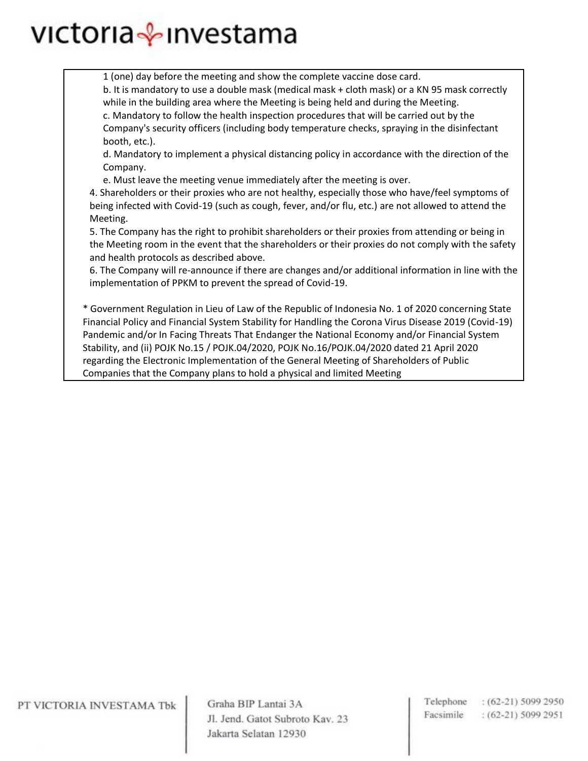1 (one) day before the meeting and show the complete vaccine dose card.

b. It is mandatory to use a double mask (medical mask + cloth mask) or a KN 95 mask correctly while in the building area where the Meeting is being held and during the Meeting.

c. Mandatory to follow the health inspection procedures that will be carried out by the Company's security officers (including body temperature checks, spraying in the disinfectant booth, etc.).

d. Mandatory to implement a physical distancing policy in accordance with the direction of the Company.

e. Must leave the meeting venue immediately after the meeting is over.

4. Shareholders or their proxies who are not healthy, especially those who have/feel symptoms of being infected with Covid-19 (such as cough, fever, and/or flu, etc.) are not allowed to attend the Meeting.
5. The Company has the right to prohibit shareholders or their proxies from attending or being in the Meeting room in the event that the shareholders or their proxies do not comply with the safety and health protocols as described above.
6. The Company will re-announce if there are changes and/or additional information in line with the implementation of PPKM to prevent the spread of Covid-19.

* Government Regulation in Lieu of Law of the Republic of Indonesia No. 1 of 2020 concerning State Financial Policy and Financial System Stability for Handling the Corona Virus Disease 2019 (Covid-19) Pandemic and/or In Facing Threats That Endanger the National Economy and/or Financial System Stability, and (ii) POJK No.15 / POJK.04/2020, POJK No.16/POJK.04/2020 dated 21 April 2020 regarding the Electronic Implementation of the General Meeting of Shareholders of Public Companies that the Company plans to hold a physical and limited Meeting